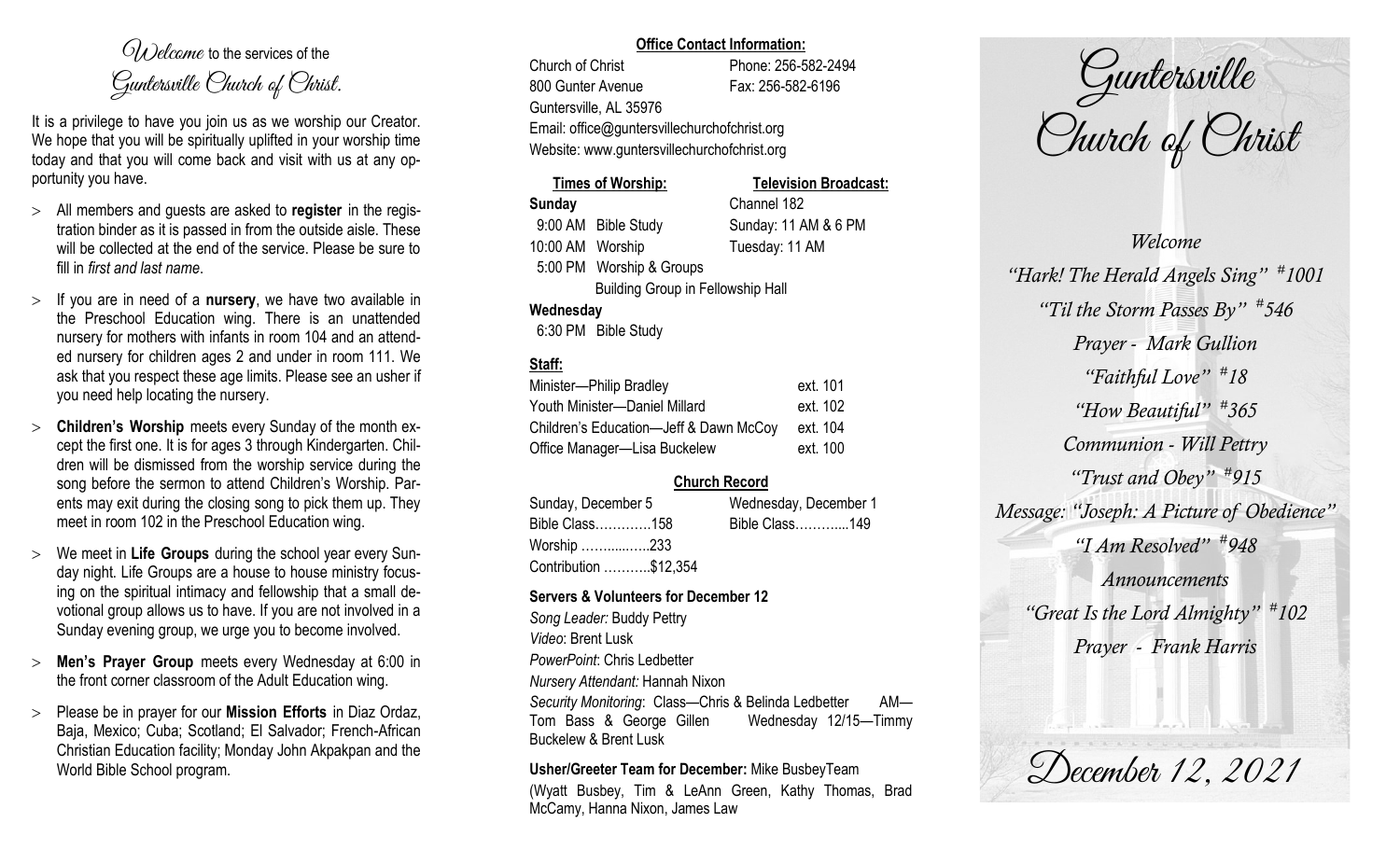# *Welcome* to the services of the Guntersville Church of Christ.

It is a privilege to have you join us as we worship our Creator. We hope that you will be spiritually uplifted in your worship time today and that you will come back and visit with us at any opportunity you have.

- All members and guests are asked to **register** in the registration binder as it is passed in from the outside aisle. These will be collected at the end of the service. Please be sure to fill in *first and last name*.
- If you are in need of a **nursery**, we have two available in the Preschool Education wing. There is an unattended nursery for mothers with infants in room 104 and an attended nursery for children ages 2 and under in room 111. We ask that you respect these age limits. Please see an usher if you need help locating the nursery.
- **Children's Worship** meets every Sunday of the month except the first one. It is for ages 3 through Kindergarten. Children will be dismissed from the worship service during the song before the sermon to attend Children's Worship. Parents may exit during the closing song to pick them up. They meet in room 102 in the Preschool Education wing.
- We meet in **Life Groups** during the school year every Sunday night. Life Groups are a house to house ministry focusing on the spiritual intimacy and fellowship that a small devotional group allows us to have. If you are not involved in a Sunday evening group, we urge you to become involved.
- **Men's Prayer Group** meets every Wednesday at 6:00 in the front corner classroom of the Adult Education wing.
- Please be in prayer for our **Mission Efforts** in Diaz Ordaz, Baja, Mexico; Cuba; Scotland; El Salvador; French-African Christian Education facility; Monday John Akpakpan and the World Bible School program.

**Office Contact Information:**

Church of Christ — Phone: 256-582-2494
800 Gunter Avenue — Fax: 256-582-6196
Guntersville, AL 35976
Email: office@guntersvillechurchofchrist.org
Website: www.guntersvillechurchofchrist.org

**Times of Worship:**

**Sunday**
9:00 AM Bible Study
10:00 AM Worship
5:00 PM Worship & Groups
Building Group in Fellowship Hall

**Wednesday**
6:30 PM Bible Study

**Television Broadcast:**

Channel 182
Sunday: 11 AM & 6 PM
Tuesday: 11 AM

**Staff:**

| | |
|---|---|
| Minister—Philip Bradley | ext. 101 |
| Youth Minister—Daniel Millard | ext. 102 |
| Children's Education—Jeff & Dawn McCoy | ext. 104 |
| Office Manager—Lisa Buckelew | ext. 100 |

**Church Record**

| Sunday, December 5 | Wednesday, December 1 |
|---|---|
| Bible Class…………158 | Bible Class………...149 |
| Worship …….....…..233 | |
| Contribution ………..$12,354 | |

**Servers & Volunteers for December 12**

*Song Leader:* Buddy Pettry
*Video*: Brent Lusk
*PowerPoint*: Chris Ledbetter
*Nursery Attendant:* Hannah Nixon
*Security Monitoring*: Class—Chris & Belinda Ledbetter AM—Tom Bass & George Gillen Wednesday 12/15—Timmy Buckelew & Brent Lusk

**Usher/Greeter Team for December:** Mike BusbeyTeam
(Wyatt Busbey, Tim & LeAnn Green, Kathy Thomas, Brad McCamy, Hanna Nixon, James Law

# Guntersville Church of Christ

*Welcome*

*"Hark! The Herald Angels Sing" #1001*

*"Til the Storm Passes By" #546*

*Prayer - Mark Gullion*

*"Faithful Love" #18*

*"How Beautiful" #365*

*Communion - Will Pettry*

*"Trust and Obey" #915*

*Message: "Joseph: A Picture of Obedience"*

*"I Am Resolved" #948*

*Announcements*

*"Great Is the Lord Almighty" #102*

*Prayer - Frank Harris*

## December 12, 2021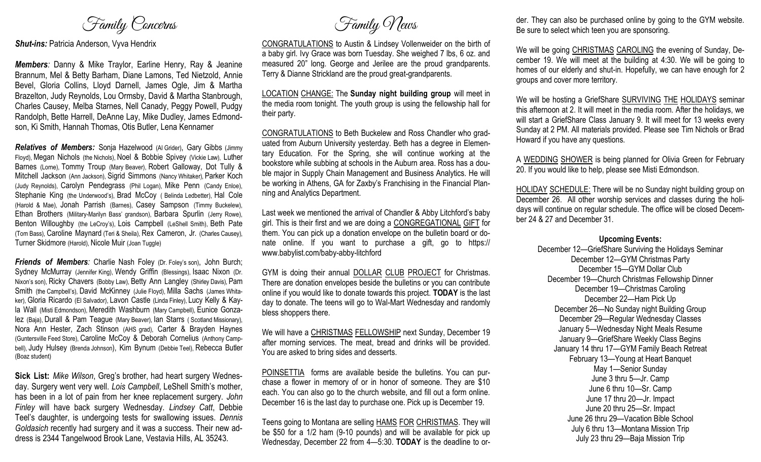# Family Concerns

***Shut-ins:*** Patricia Anderson, Vyva Hendrix

***Members:*** Danny & Mike Traylor, Earline Henry, Ray & Jeanine Brannum, Mel & Betty Barham, Diane Lamons, Ted Nietzold, Annie Bevel, Gloria Collins, Lloyd Darnell, James Ogle, Jim & Martha Brazelton, Judy Reynolds, Lou Ormsby, David & Martha Stanbrough, Charles Causey, Melba Starnes, Nell Canady, Peggy Powell, Pudgy Randolph, Bette Harrell, DeAnne Lay, Mike Dudley, James Edmondson, Ki Smith, Hannah Thomas, Otis Butler, Lena Kennamer

***Relatives of Members:*** Sonja Hazelwood (Al Grider), Gary Gibbs (Jimmy Floyd), Megan Nichols (the Nichols), Noel & Bobbie Spivey (Vickie Law), Luther Barnes (Lorne), Tommy Troup (Mary Beaver), Robert Galloway, Dot Tully & Mitchell Jackson (Ann Jackson), Sigrid Simmons (Nancy Whitaker), Parker Koch (Judy Reynolds), Carolyn Pendegrass (Phil Logan), Mike Penn (Candy Enloe), Stephanie King (the Underwood's), Brad McCoy ( Belinda Ledbetter), Hal Cole (Harold & Mae), Jonah Parrish (Barnes), Casey Sampson (Timmy Buckelew), Ethan Brothers (Military-Marilyn Bass' grandson), Barbara Spurlin (Jerry Rowe), Benton Willoughby (the LeCroy's), Lois Campbell (LeShell Smith), Beth Pate (Tom Bass), Caroline Maynard (Teri & Sheila), Rex Cameron, Jr. (Charles Causey), Turner Skidmore (Harold), Nicole Muir (Joan Tuggle)

***Friends of Members:*** Charlie Nash Foley (Dr. Foley's son), John Burch; Sydney McMurray (Jennifer King), Wendy Griffin (Blessings), Isaac Nixon (Dr. Nixon's son), Ricky Chavers (Bobby Law), Betty Ann Langley (Shirley Davis), Pam Smith (the Campbell's), David McKinney (Julie Floyd), Milla Sachs (James Whitaker), Gloria Ricardo (El Salvador), Lavon Castle (Linda Finley), Lucy Kelly & Kayla Wall (Misti Edmondson), Meredith Washburn (Mary Campbell), Eunice Gonzalez (Baja), Durall & Pam Teague (Mary Beaver), Ian Starrs ( Scotland Missionary), Nora Ann Hester, Zach Stinson (AHS grad), Carter & Brayden Haynes (Guntersville Feed Store), Caroline McCoy & Deborah Cornelius (Anthony Campbell), Judy Hulsey (Brenda Johnson), Kim Bynum (Debbie Teel), Rebecca Butler (Boaz student)

**Sick List:** *Mike Wilson*, Greg's brother, had heart surgery Wednesday. Surgery went very well. *Lois Campbell*, LeShell Smith's mother, has been in a lot of pain from her knee replacement surgery. *John Finley* will have back surgery Wednesday. *Lindsey Catt*, Debbie Teel's daughter, is undergoing tests for swallowing issues. *Dennis Goldasich* recently had surgery and it was a success. Their new address is 2344 Tangelwood Brook Lane, Vestavia Hills, AL 35243.

# Family News

CONGRATULATIONS to Austin & Lindsey Vollenweider on the birth of a baby girl. Ivy Grace was born Tuesday. She weighed 7 lbs, 6 oz. and measured 20" long. George and Jerilee are the proud grandparents. Terry & Dianne Strickland are the proud great-grandparents.

LOCATION CHANGE: The **Sunday night building group** will meet in the media room tonight. The youth group is using the fellowship hall for their party.

CONGRATULATIONS to Beth Buckelew and Ross Chandler who graduated from Auburn University yesterday. Beth has a degree in Elementary Education. For the Spring, she will continue working at the bookstore while subbing at schools in the Auburn area. Ross has a double major in Supply Chain Management and Business Analytics. He will be working in Athens, GA for Zaxby's Franchising in the Financial Planning and Analytics Department.

Last week we mentioned the arrival of Chandler & Abby Litchford's baby girl. This is their first and we are doing a CONGREGATIONAL GIFT for them. You can pick up a donation envelope on the bulletin board or donate online. If you want to purchase a gift, go to https://www.babylist.com/baby-abby-litchford

GYM is doing their annual DOLLAR CLUB PROJECT for Christmas. There are donation envelopes beside the bulletins or you can contribute online if you would like to donate towards this project. **TODAY** is the last day to donate. The teens will go to Wal-Mart Wednesday and randomly bless shoppers there.

We will have a CHRISTMAS FELLOWSHIP next Sunday, December 19 after morning services. The meat, bread and drinks will be provided. You are asked to bring sides and desserts.

POINSETTIA forms are available beside the bulletins. You can purchase a flower in memory of or in honor of someone. They are $10 each. You can also go to the church website, and fill out a form online. December 16 is the last day to purchase one. Pick up is December 19.

Teens going to Montana are selling HAMS FOR CHRISTMAS. They will be $50 for a 1/2 ham (9-10 pounds) and will be available for pick up Wednesday, December 22 from 4—5:30. **TODAY** is the deadline to order. They can also be purchased online by going to the GYM website. Be sure to select which teen you are sponsoring.

We will be going CHRISTMAS CAROLING the evening of Sunday, December 19. We will meet at the building at 4:30. We will be going to homes of our elderly and shut-in. Hopefully, we can have enough for 2 groups and cover more territory.

We will be hosting a GriefShare SURVIVING THE HOLIDAYS seminar this afternoon at 2. It will meet in the media room. After the holidays, we will start a GriefShare Class January 9. It will meet for 13 weeks every Sunday at 2 PM. All materials provided. Please see Tim Nichols or Brad Howard if you have any questions.

A WEDDING SHOWER is being planned for Olivia Green for February 20. If you would like to help, please see Misti Edmondson.

HOLIDAY SCHEDULE: There will be no Sunday night building group on December 26. All other worship services and classes during the holidays will continue on regular schedule. The office will be closed December 24 & 27 and December 31.

**Upcoming Events:**

December 12—GriefShare Surviving the Holidays Seminar
December 12—GYM Christmas Party
December 15—GYM Dollar Club
December 19—Church Christmas Fellowship Dinner
December 19—Christmas Caroling
December 22—Ham Pick Up
December 26—No Sunday night Building Group
December 29—Regular Wednesday Classes
January 5—Wednesday Night Meals Resume
January 9—GriefShare Weekly Class Begins
January 14 thru 17—GYM Family Beach Retreat
February 13—Young at Heart Banquet
May 1—Senior Sunday
June 3 thru 5—Jr. Camp
June 6 thru 10—Sr. Camp
June 17 thru 20—Jr. Impact
June 20 thru 25—Sr. Impact
June 26 thru 29—Vacation Bible School
July 6 thru 13—Montana Mission Trip
July 23 thru 29—Baja Mission Trip